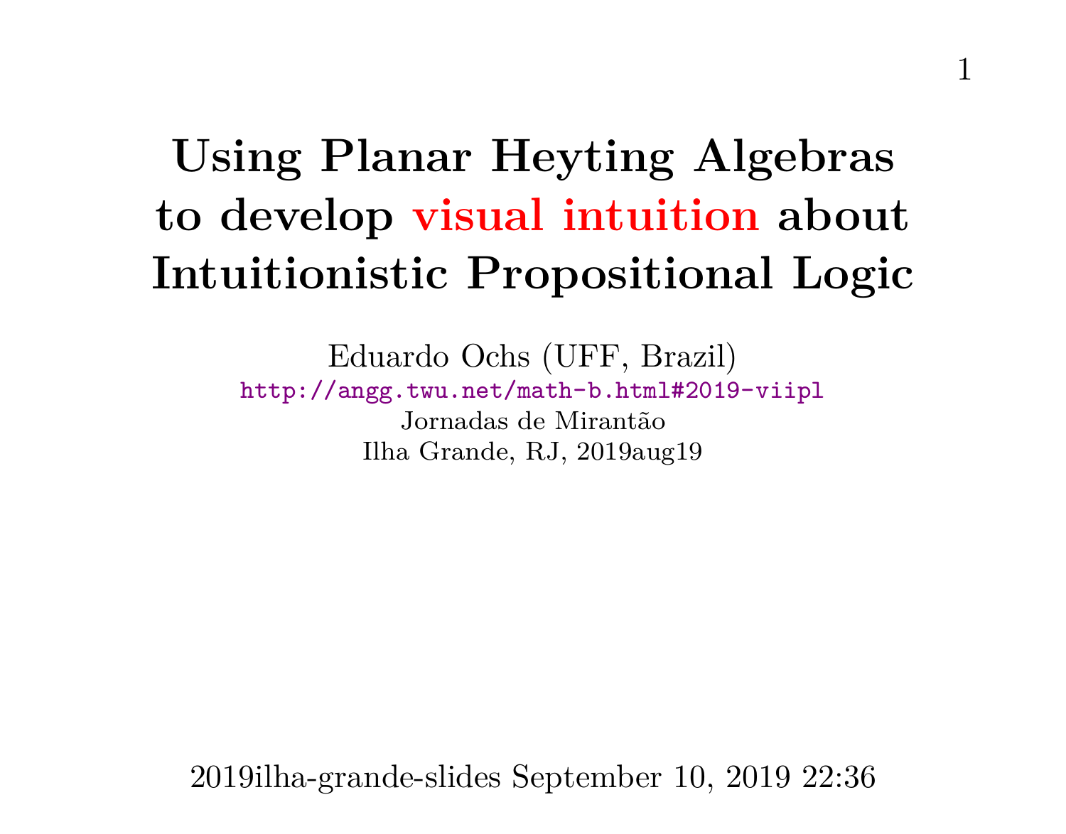# Using Planar Heyting Algebras to develop visual intuition about Intuitionistic Propositional Logic

Eduardo Ochs (UFF, Brazil)

http://angg.twu.net/math-b.html#2019-viipl

Jornadas de Mirantão

Ilha Grande, RJ, 2019aug19

2019ilha-grande-slides September 10, 2019 22:36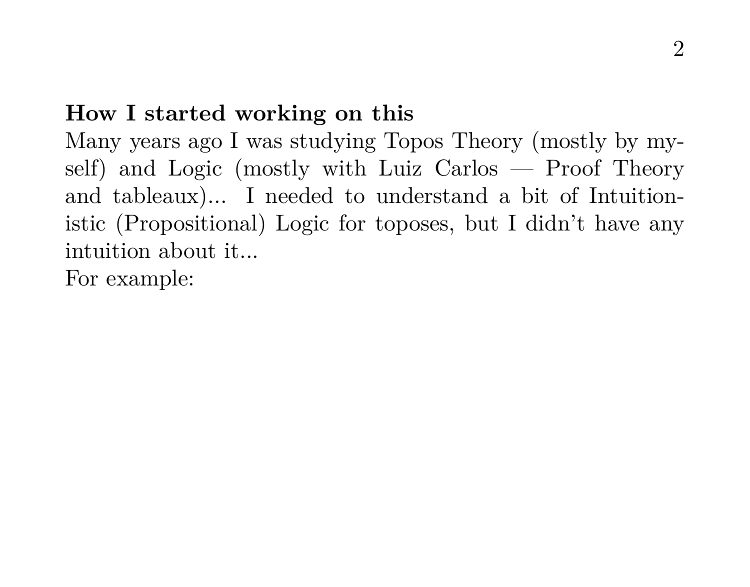**How I started working on this**

Many years ago I was studying Topos Theory (mostly by myself) and Logic (mostly with Luiz Carlos — Proof Theory and tableaux)... I needed to understand a bit of Intuitionistic (Propositional) Logic for toposes, but I didn't have any intuition about it...

For example: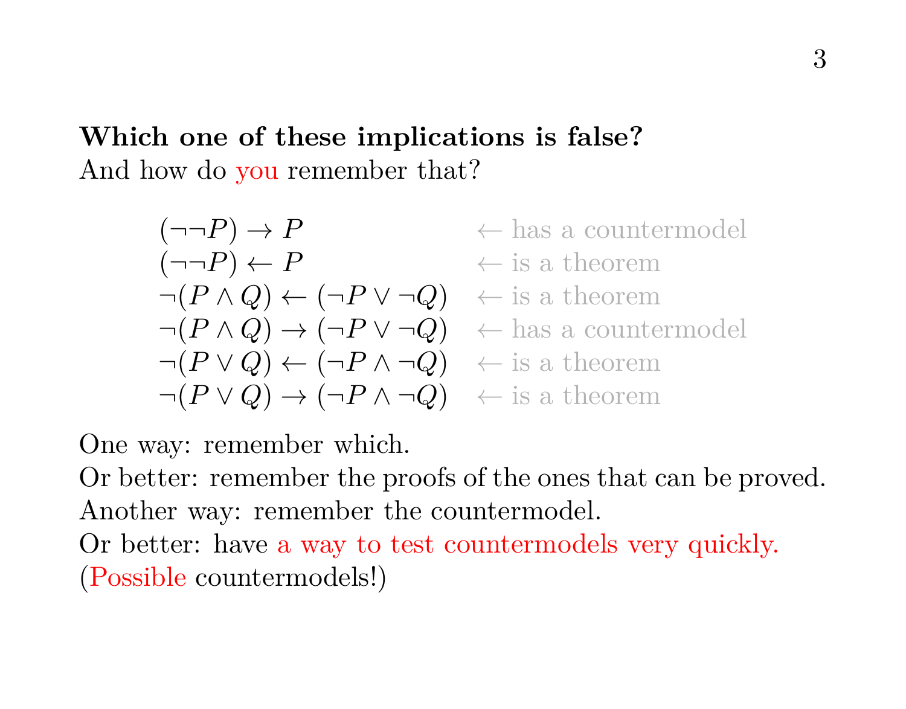**Which one of these implications is false?**
And how do you remember that?

| | |
|---|---|
| $(\neg\neg P) \to P$ | $\leftarrow$ has a countermodel |
| $(\neg\neg P) \leftarrow P$ | $\leftarrow$ is a theorem |
| $\neg(P \land Q) \leftarrow (\neg P \lor \neg Q)$ | $\leftarrow$ is a theorem |
| $\neg(P \land Q) \to (\neg P \lor \neg Q)$ | $\leftarrow$ has a countermodel |
| $\neg(P \lor Q) \leftarrow (\neg P \land \neg Q)$ | $\leftarrow$ is a theorem |
| $\neg(P \lor Q) \to (\neg P \land \neg Q)$ | $\leftarrow$ is a theorem |

One way: remember which.
Or better: remember the proofs of the ones that can be proved.
Another way: remember the countermodel.
Or better: have a way to test countermodels very quickly.
(Possible countermodels!)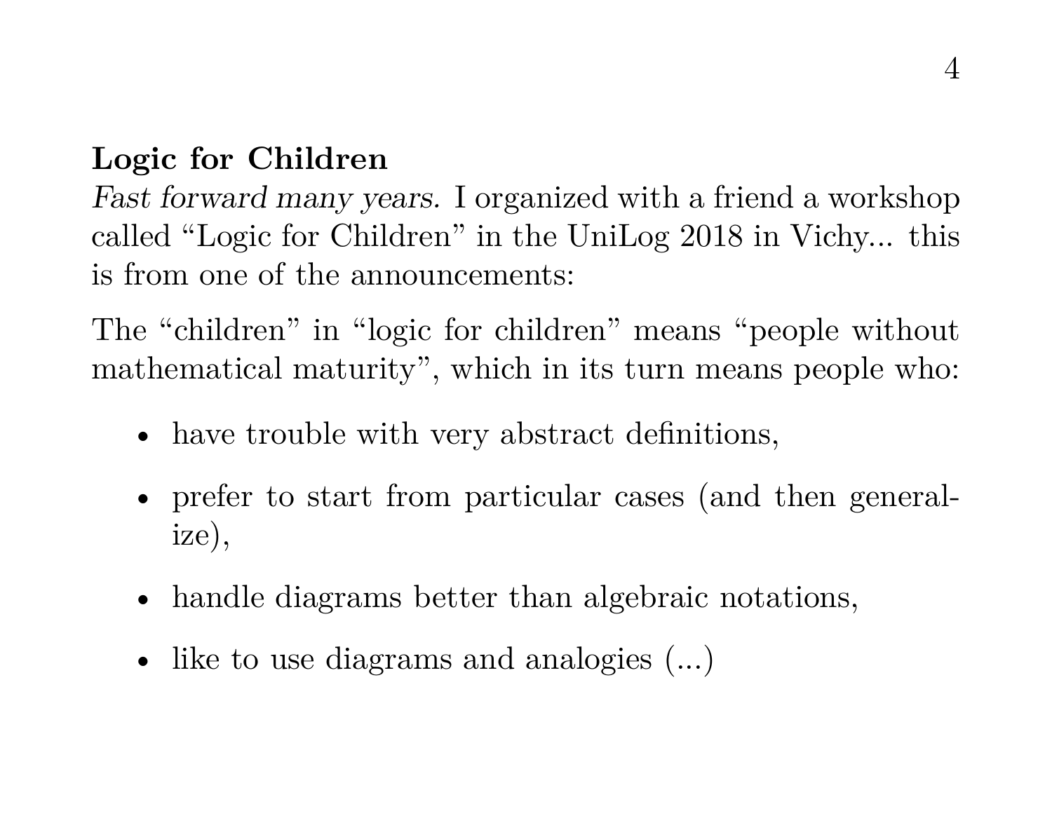**Logic for Children**

*Fast forward many years.* I organized with a friend a workshop called "Logic for Children" in the UniLog 2018 in Vichy... this is from one of the announcements:

The "children" in "logic for children" means "people without mathematical maturity", which in its turn means people who:

- have trouble with very abstract definitions,
- prefer to start from particular cases (and then generalize),
- handle diagrams better than algebraic notations,
- like to use diagrams and analogies (...)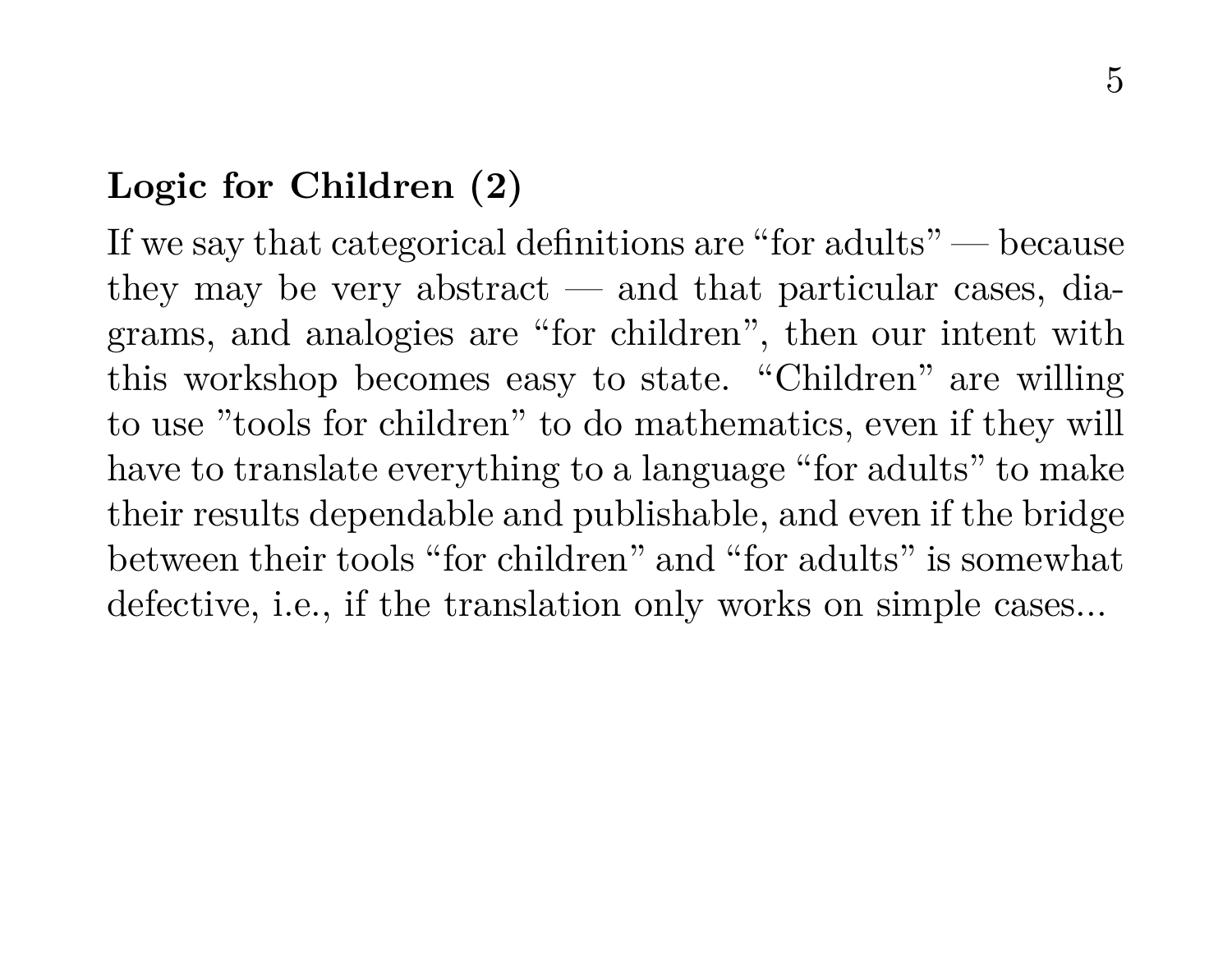## Logic for Children (2)

If we say that categorical definitions are "for adults" — because they may be very abstract — and that particular cases, diagrams, and analogies are "for children", then our intent with this workshop becomes easy to state. "Children" are willing to use "tools for children" to do mathematics, even if they will have to translate everything to a language "for adults" to make their results dependable and publishable, and even if the bridge between their tools "for children" and "for adults" is somewhat defective, i.e., if the translation only works on simple cases...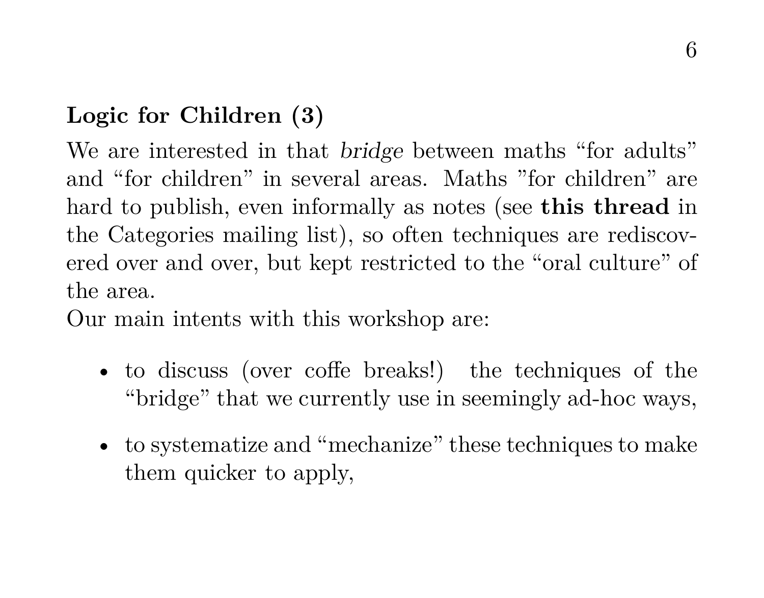## Logic for Children (3)

We are interested in that *bridge* between maths "for adults" and "for children" in several areas. Maths "for children" are hard to publish, even informally as notes (see **this thread** in the Categories mailing list), so often techniques are rediscovered over and over, but kept restricted to the "oral culture" of the area.

Our main intents with this workshop are:

- to discuss (over coffe breaks!) the techniques of the "bridge" that we currently use in seemingly ad-hoc ways,
- to systematize and "mechanize" these techniques to make them quicker to apply,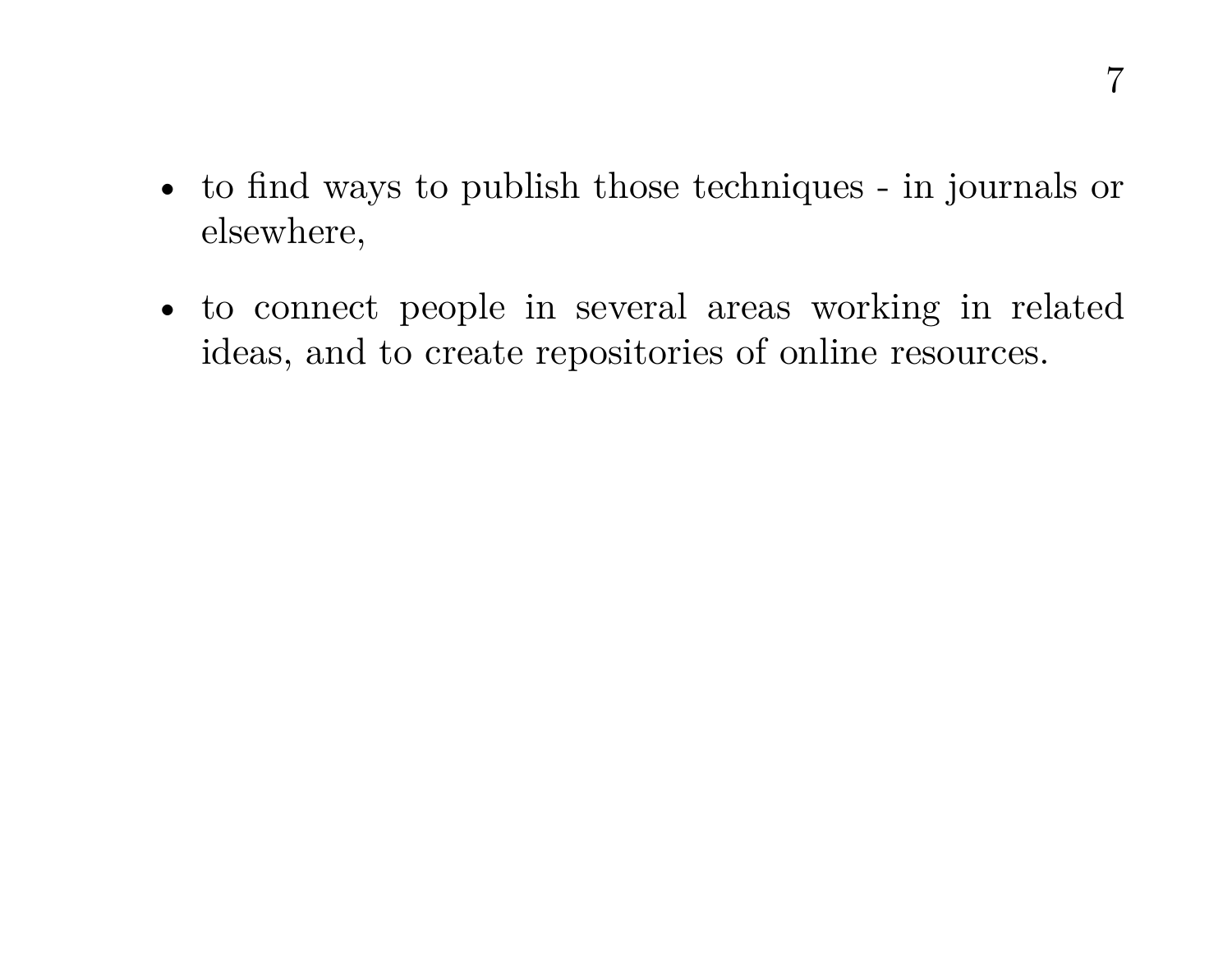- to find ways to publish those techniques - in journals or elsewhere,
- to connect people in several areas working in related ideas, and to create repositories of online resources.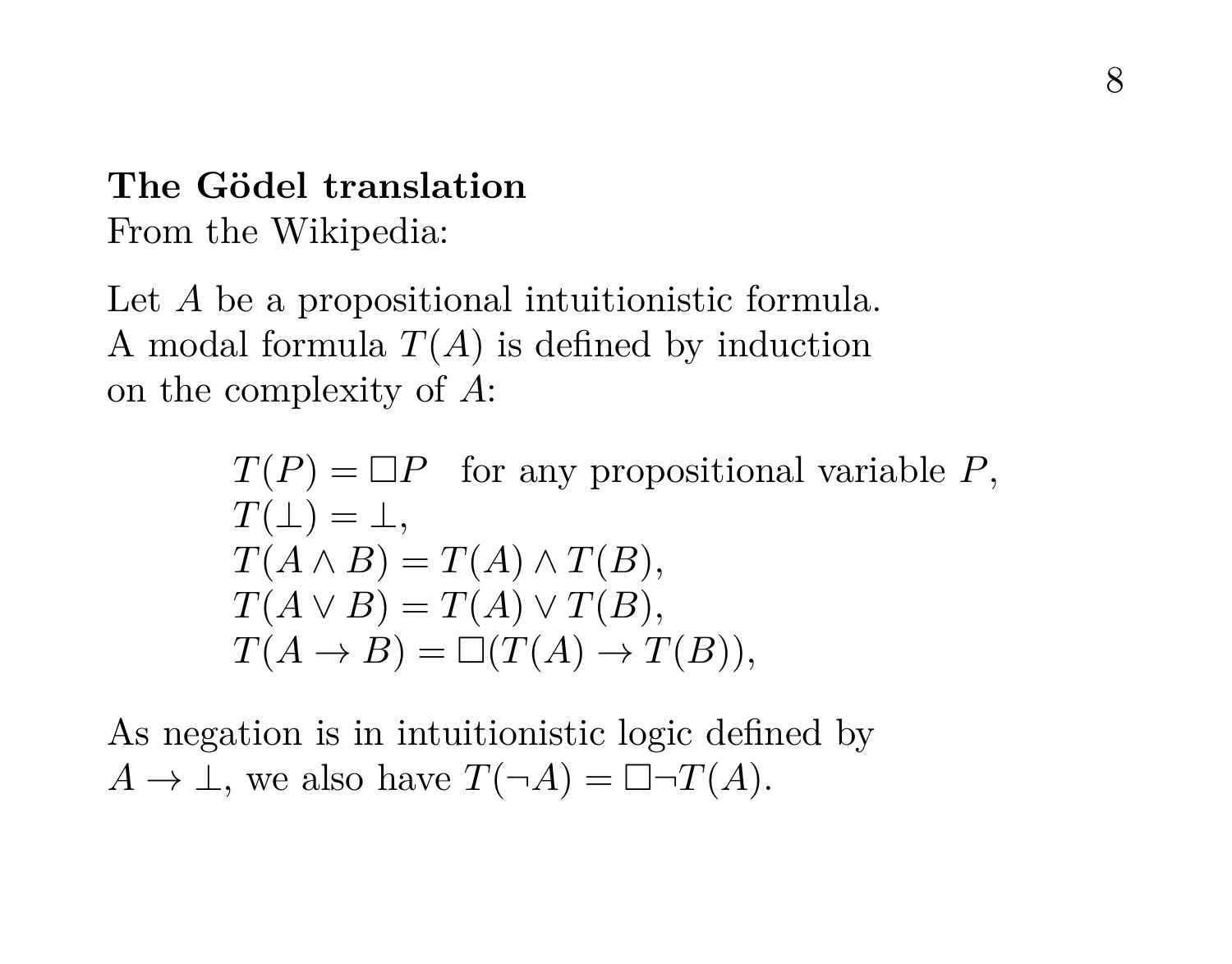**The Gödel translation**
From the Wikipedia:

Let $A$ be a propositional intuitionistic formula.
A modal formula $T(A)$ is defined by induction on the complexity of $A$:

$$
\begin{aligned}
&T(P) = \Box P \quad \text{for any propositional variable } P, \\
&T(\bot) = \bot, \\
&T(A \wedge B) = T(A) \wedge T(B), \\
&T(A \vee B) = T(A) \vee T(B), \\
&T(A \to B) = \Box(T(A) \to T(B)),
\end{aligned}
$$

As negation is in intuitionistic logic defined by $A \to \bot$, we also have $T(\neg A) = \Box \neg T(A)$.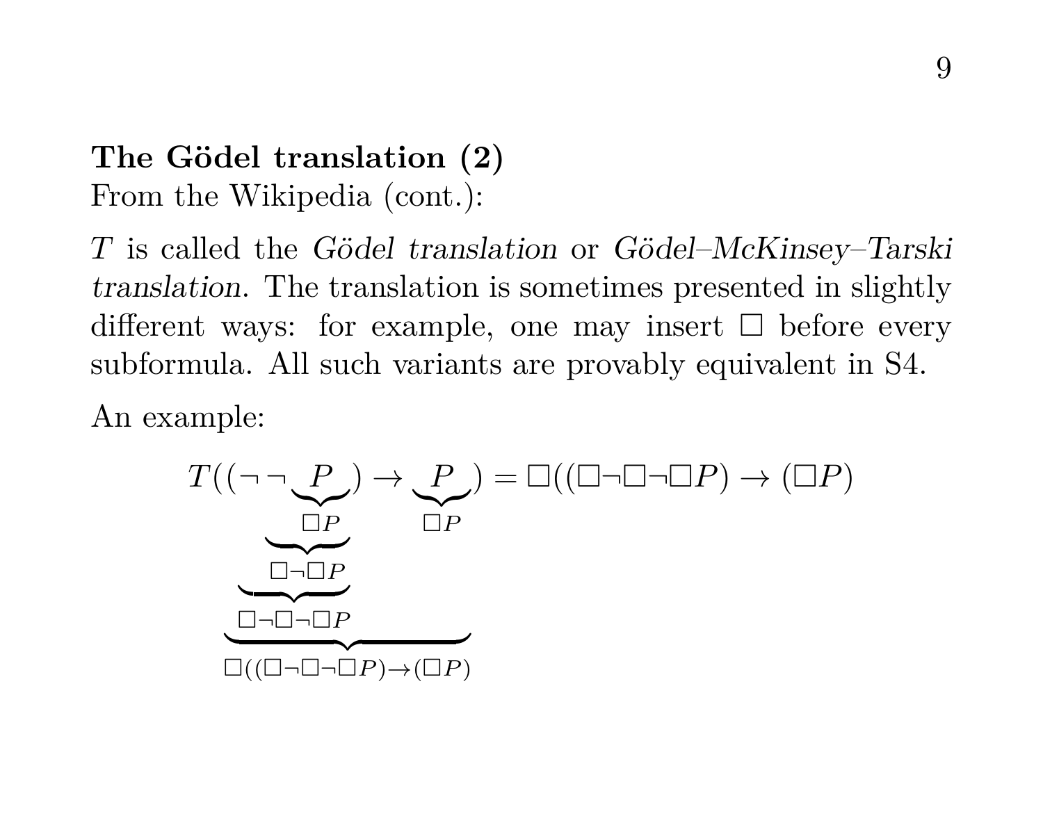**The Gödel translation (2)**

From the Wikipedia (cont.):

$T$ is called the *Gödel translation* or *Gödel–McKinsey–Tarski translation*. The translation is sometimes presented in slightly different ways: for example, one may insert $\Box$ before every subformula. All such variants are provably equivalent in S4.

An example:

$$T(\underbrace{(\underbrace{\neg\underbrace{\neg\underbrace{P}_{\Box P}}_{\Box\neg\Box P}}_{\Box\neg\Box\neg\Box P}) \to \underbrace{P}_{\Box P}}_{\Box((\Box\neg\Box\neg\Box P)\to(\Box P)}) = \Box((\Box\neg\Box\neg\Box P) \to (\Box P)$$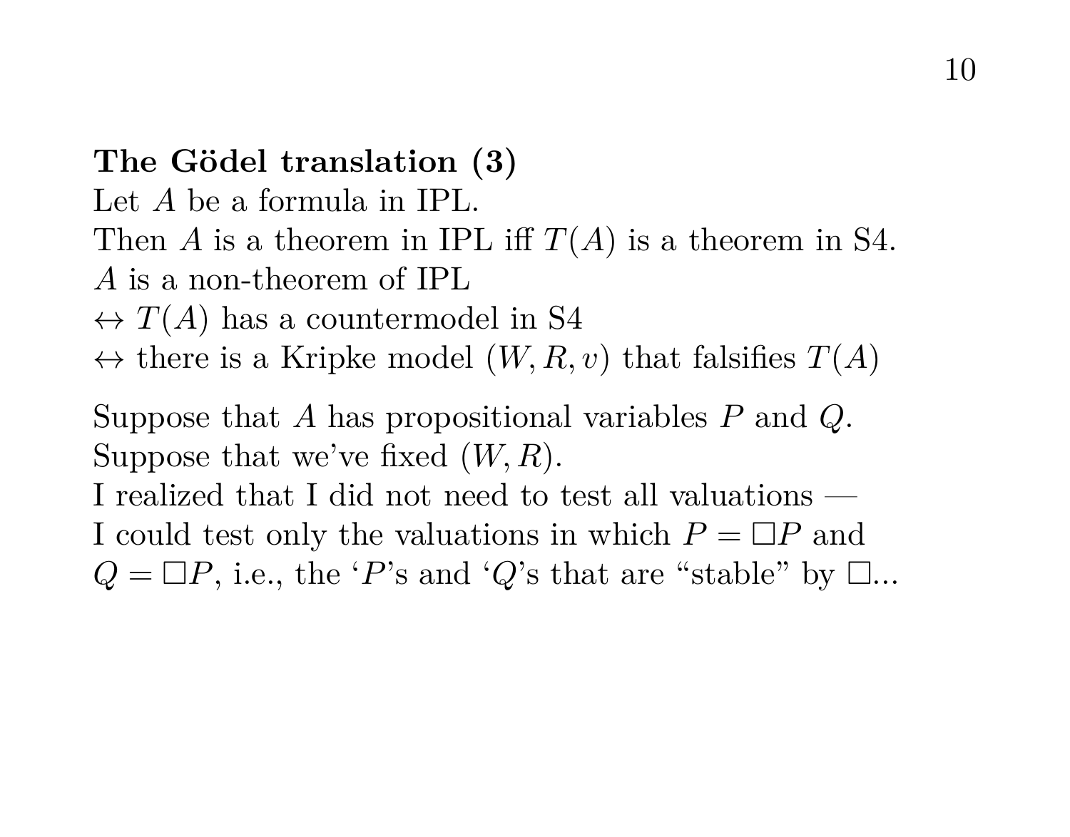**The Gödel translation (3)**

Let $A$ be a formula in IPL.
Then $A$ is a theorem in IPL iff $T(A)$ is a theorem in S4.
$A$ is a non-theorem of IPL
$\leftrightarrow$ $T(A)$ has a countermodel in S4
$\leftrightarrow$ there is a Kripke model $(W, R, v)$ that falsifies $T(A)$

Suppose that $A$ has propositional variables $P$ and $Q$.
Suppose that we've fixed $(W, R)$.
I realized that I did not need to test all valuations —
I could test only the valuations in which $P = \Box P$ and
$Q = \Box P$, i.e., the '$P$'s and '$Q$'s that are "stable" by $\Box$...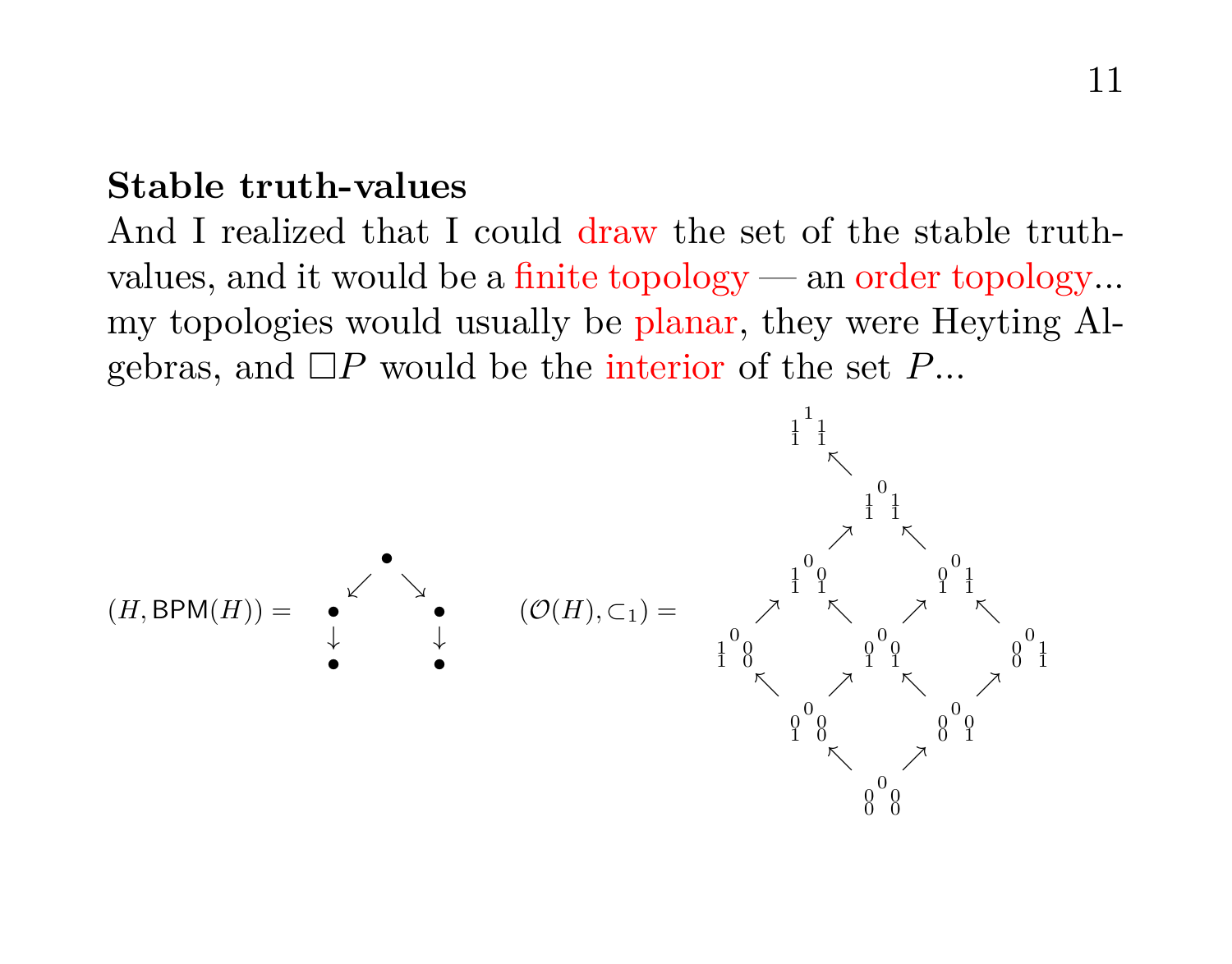**Stable truth-values**

And I realized that I could draw the set of the stable truth-values, and it would be a finite topology — an order topology... my topologies would usually be planar, they were Heyting Algebras, and $\Box P$ would be the interior of the set $P$...

$$
(H, \mathsf{BPM}(H)) = \begin{array}{ccccc} & & \bullet & & \\ & \swarrow & & \searrow & \\ \bullet & & & & \bullet \\ \downarrow & & & & \downarrow \\ \bullet & & & & \bullet \end{array}
\qquad
(\mathcal{O}(H), \subset_1) = \begin{array}{ccccccccc}
 & & {}_{1\;\;1}^{\;1\;}\atop{1\;\;1} & & & & & & \\
 & & & \nwarrow & & & & & \\
 & & & & {}^{\;0\;}_{1\;\;1}\atop{1\;\;1} & & & & \\
 & & & \nearrow & & \nwarrow & & & \\
 & & {}^{\;0\;}_{1\;\;0}\atop{1\;\;1} & & & & {}^{\;0\;}_{0\;\;1}\atop{1\;\;1} & & \\
 & \nearrow & & \nwarrow & & \nearrow & & \nwarrow & \\
{}^{\;0\;}_{1\;\;0}\atop{1\;\;0} & & & & {}^{\;0\;}_{0\;\;0}\atop{1\;\;1} & & & & {}^{\;0\;}_{0\;\;1}\atop{0\;\;1} \\
 & \nwarrow & & \nearrow & & \nwarrow & & \nearrow & \\
 & & {}^{\;0\;}_{0\;\;0}\atop{1\;\;0} & & & & {}^{\;0\;}_{0\;\;0}\atop{0\;\;1} & & \\
 & & & \nwarrow & & \nearrow & & & \\
 & & & & {}^{\;0\;}_{0\;\;0}\atop{0\;\;0} & & & &
\end{array}
$$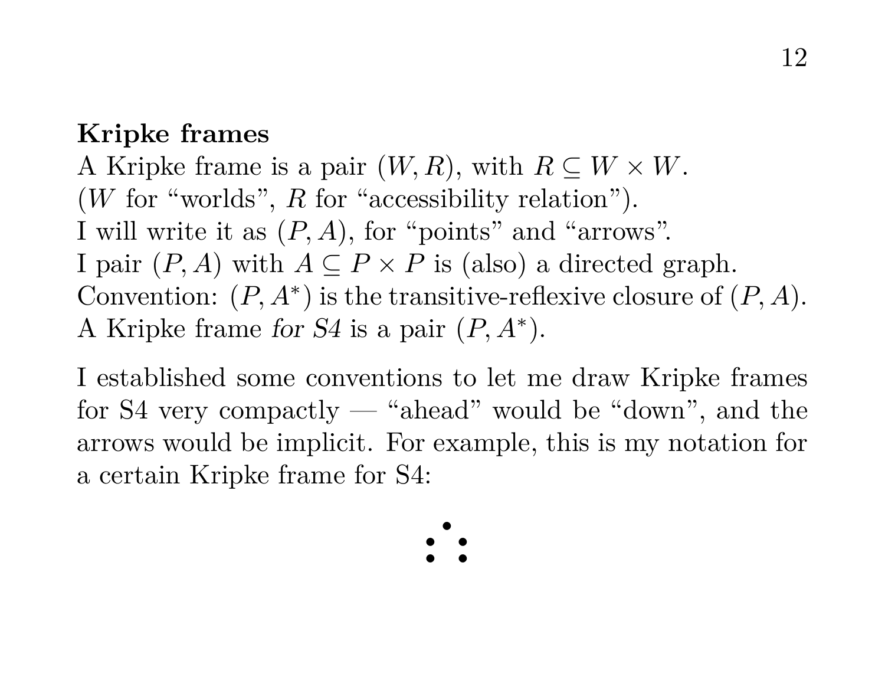**Kripke frames**
A Kripke frame is a pair $(W, R)$, with $R \subseteq W \times W$.
($W$ for "worlds", $R$ for "accessibility relation").
I will write it as $(P, A)$, for "points" and "arrows".
I pair $(P, A)$ with $A \subseteq P \times P$ is (also) a directed graph.
Convention: $(P, A^*)$ is the transitive-reflexive closure of $(P, A)$.
A Kripke frame *for S4* is a pair $(P, A^*)$.

I established some conventions to let me draw Kripke frames for S4 very compactly — "ahead" would be "down", and the arrows would be implicit. For example, this is my notation for a certain Kripke frame for S4:

```
  •
 • •
 • •
```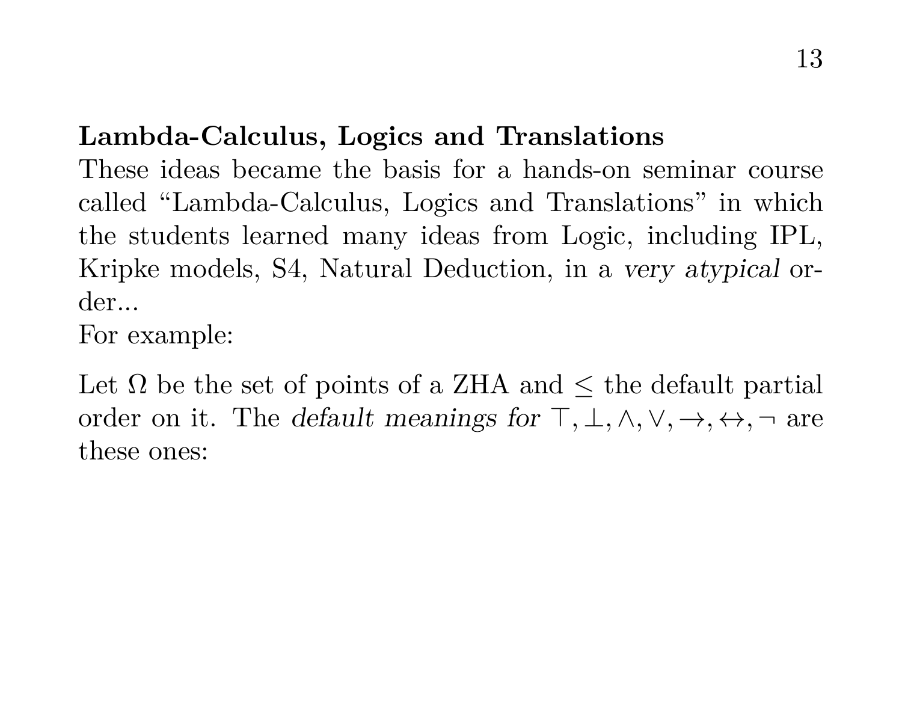**Lambda-Calculus, Logics and Translations**

These ideas became the basis for a hands-on seminar course called "Lambda-Calculus, Logics and Translations" in which the students learned many ideas from Logic, including IPL, Kripke models, S4, Natural Deduction, in a *very atypical* order...

For example:

Let $\Omega$ be the set of points of a ZHA and $\leq$ the default partial order on it. The *default meanings for* $\top, \bot, \wedge, \vee, \to, \leftrightarrow, \neg$ are these ones: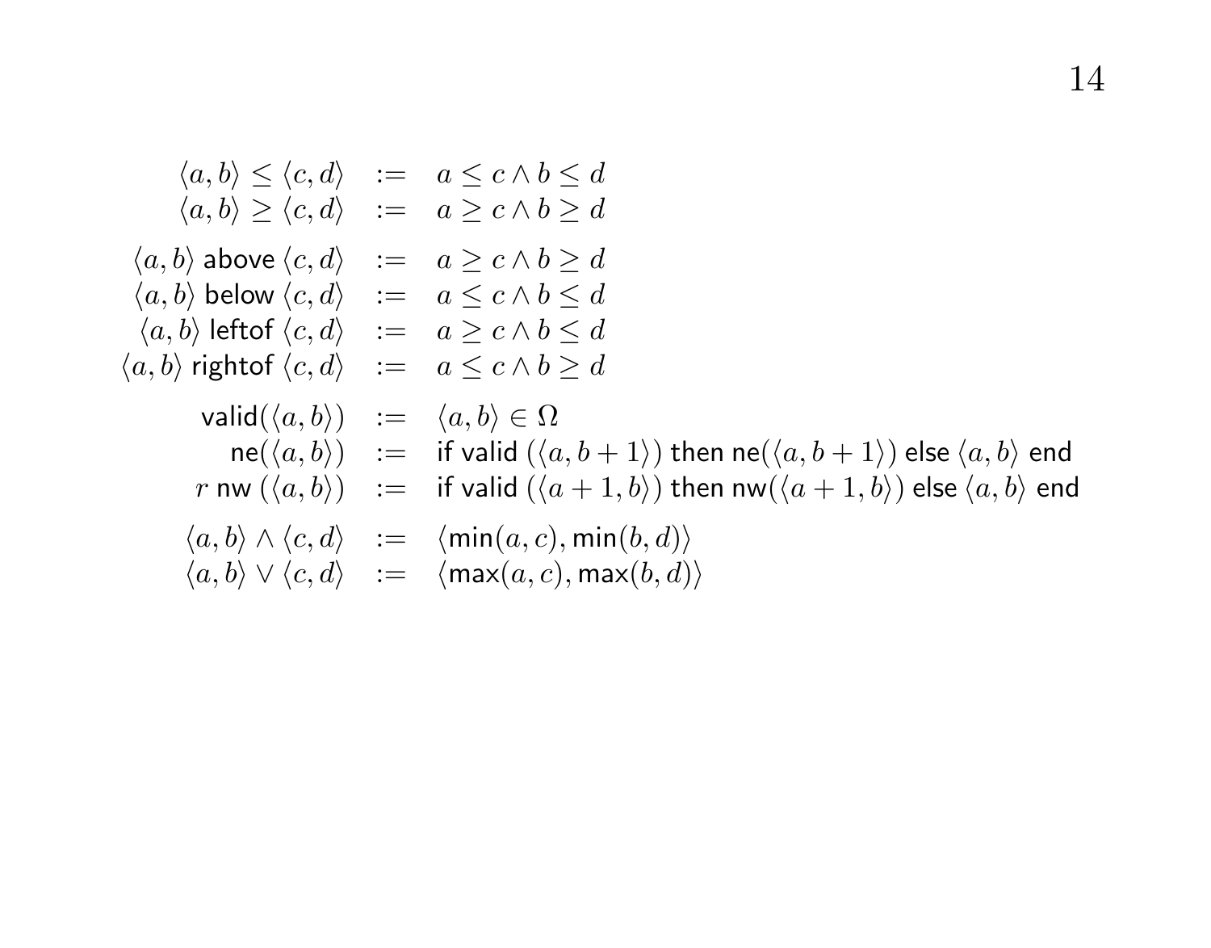$$
\begin{array}{rcl}
\langle a,b\rangle \leq \langle c,d\rangle & := & a \leq c \wedge b \leq d \\
\langle a,b\rangle \geq \langle c,d\rangle & := & a \geq c \wedge b \geq d
\end{array}
$$

$$
\begin{array}{rcl}
\langle a,b\rangle \text{ above } \langle c,d\rangle & := & a \geq c \wedge b \geq d \\
\langle a,b\rangle \text{ below } \langle c,d\rangle & := & a \leq c \wedge b \leq d \\
\langle a,b\rangle \text{ leftof } \langle c,d\rangle & := & a \geq c \wedge b \leq d \\
\langle a,b\rangle \text{ rightof } \langle c,d\rangle & := & a \leq c \wedge b \geq d
\end{array}
$$

$$
\begin{array}{rcl}
\text{valid}(\langle a,b\rangle) & := & \langle a,b\rangle \in \Omega \\
\text{ne}(\langle a,b\rangle) & := & \text{if valid } (\langle a,b+1\rangle) \text{ then ne}(\langle a,b+1\rangle) \text{ else } \langle a,b\rangle \text{ end} \\
r \text{ nw } (\langle a,b\rangle) & := & \text{if valid } (\langle a+1,b\rangle) \text{ then nw}(\langle a+1,b\rangle) \text{ else } \langle a,b\rangle \text{ end}
\end{array}
$$

$$
\begin{array}{rcl}
\langle a,b\rangle \wedge \langle c,d\rangle & := & \langle \min(a,c), \min(b,d)\rangle \\
\langle a,b\rangle \vee \langle c,d\rangle & := & \langle \max(a,c), \max(b,d)\rangle
\end{array}
$$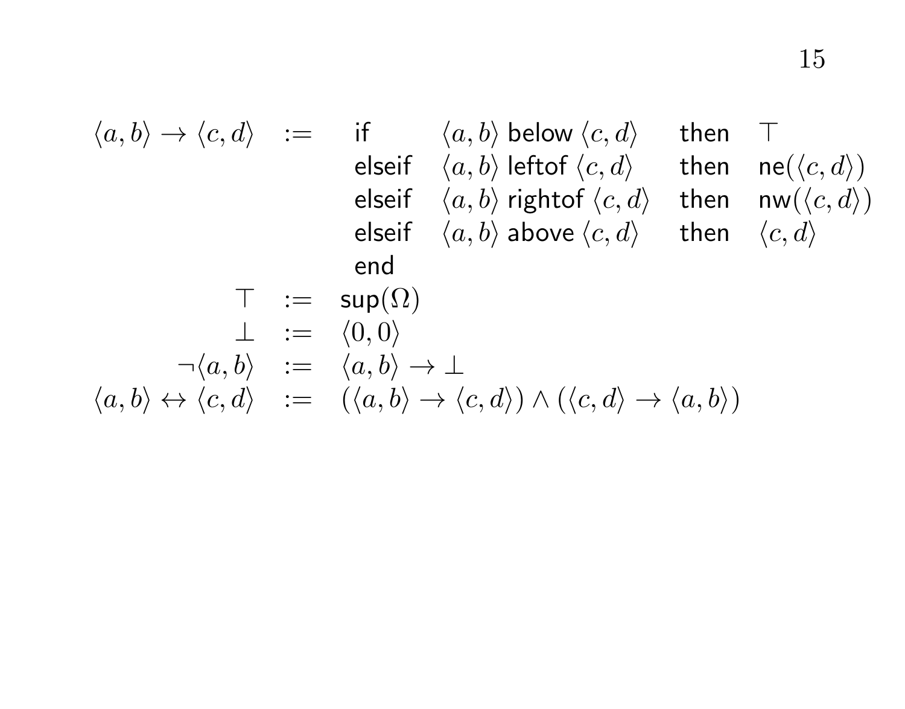$$
\begin{array}{rcllll}
\langle a,b\rangle \rightarrow \langle c,d\rangle & := & \textsf{if} & \langle a,b\rangle \ \textsf{below}\ \langle c,d\rangle & \textsf{then} & \top \\
 & & \textsf{elseif} & \langle a,b\rangle \ \textsf{leftof}\ \langle c,d\rangle & \textsf{then} & \textsf{ne}(\langle c,d\rangle) \\
 & & \textsf{elseif} & \langle a,b\rangle \ \textsf{rightof}\ \langle c,d\rangle & \textsf{then} & \textsf{nw}(\langle c,d\rangle) \\
 & & \textsf{elseif} & \langle a,b\rangle \ \textsf{above}\ \langle c,d\rangle & \textsf{then} & \langle c,d\rangle \\
 & & \textsf{end} & & & \\
\top & := & \textsf{sup}(\Omega) & & & \\
\bot & := & \langle 0,0\rangle & & & \\
\neg\langle a,b\rangle & := & \langle a,b\rangle \rightarrow \bot & & & \\
\langle a,b\rangle \leftrightarrow \langle c,d\rangle & := & (\langle a,b\rangle \rightarrow \langle c,d\rangle) \wedge (\langle c,d\rangle \rightarrow \langle a,b\rangle) & & &
\end{array}
$$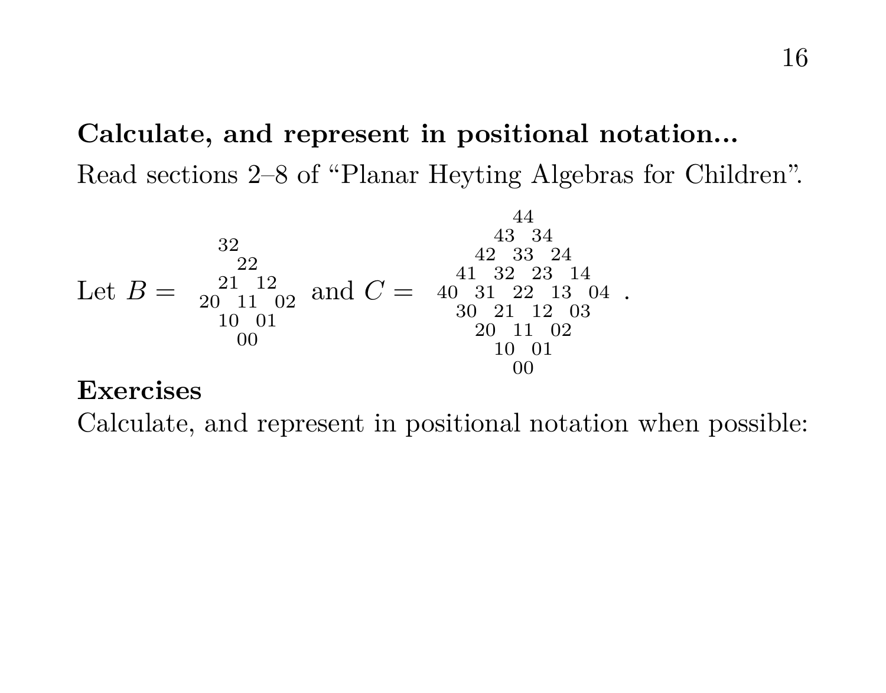**Calculate, and represent in positional notation...**

Read sections 2–8 of "Planar Heyting Algebras for Children".

$$\text{Let } B = \begin{smallmatrix} 32 & & & & \\ & 22 & & & \\ & 21 & & 12 & \\ 20 & & 11 & & 02 \\ & 10 & & 01 & \\ & & 00 & & \end{smallmatrix} \text{ and } C = \begin{smallmatrix} & & & & 44 & & & & \\ & & & 43 & & 34 & & & \\ & & 42 & & 33 & & 24 & & \\ & 41 & & 32 & & 23 & & 14 & \\ 40 & & 31 & & 22 & & 13 & & 04 \\ & 30 & & 21 & & 12 & & 03 & \\ & & 20 & & 11 & & 02 & & \\ & & & 10 & & 01 & & & \\ & & & & 00 & & & & \end{smallmatrix}.$$

**Exercises**

Calculate, and represent in positional notation when possible: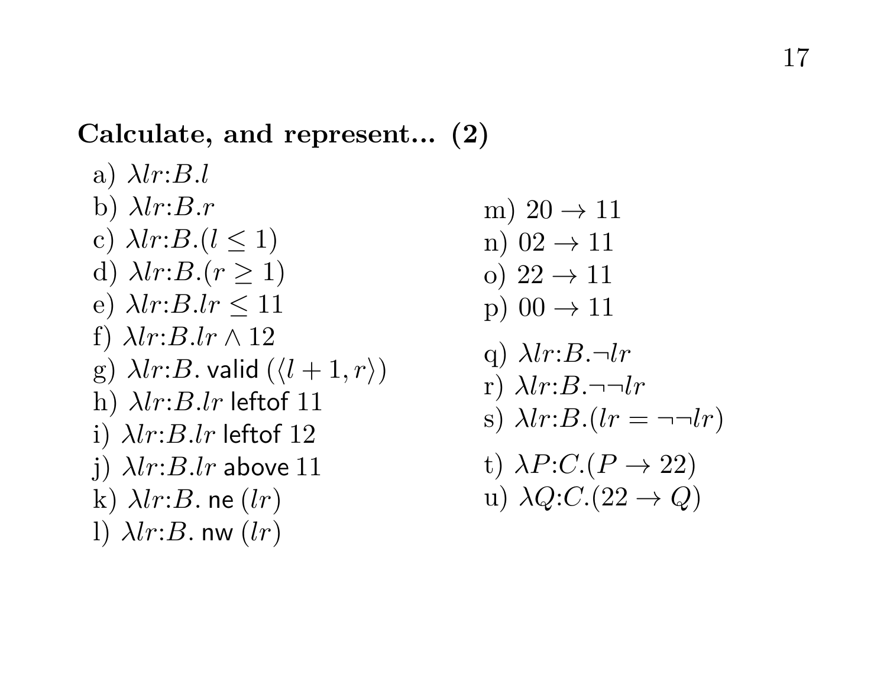### Calculate, and represent... (2)

a) $\lambda lr{:}B.l$
b) $\lambda lr{:}B.r$
c) $\lambda lr{:}B.(l \leq 1)$
d) $\lambda lr{:}B.(r \geq 1)$
e) $\lambda lr{:}B.lr \leq 11$
f) $\lambda lr{:}B.lr \wedge 12$
g) $\lambda lr{:}B.\,\mathsf{valid}\,(\langle l+1, r\rangle)$
h) $\lambda lr{:}B.lr\ \mathsf{leftof}\ 11$
i) $\lambda lr{:}B.lr\ \mathsf{leftof}\ 12$
j) $\lambda lr{:}B.lr\ \mathsf{above}\ 11$
k) $\lambda lr{:}B.\,\mathsf{ne}\,(lr)$
l) $\lambda lr{:}B.\,\mathsf{nw}\,(lr)$

m) $20 \to 11$
n) $02 \to 11$
o) $22 \to 11$
p) $00 \to 11$

q) $\lambda lr{:}B.\neg lr$
r) $\lambda lr{:}B.\neg\neg lr$
s) $\lambda lr{:}B.(lr = \neg\neg lr)$

t) $\lambda P{:}C.(P \to 22)$
u) $\lambda Q{:}C.(22 \to Q)$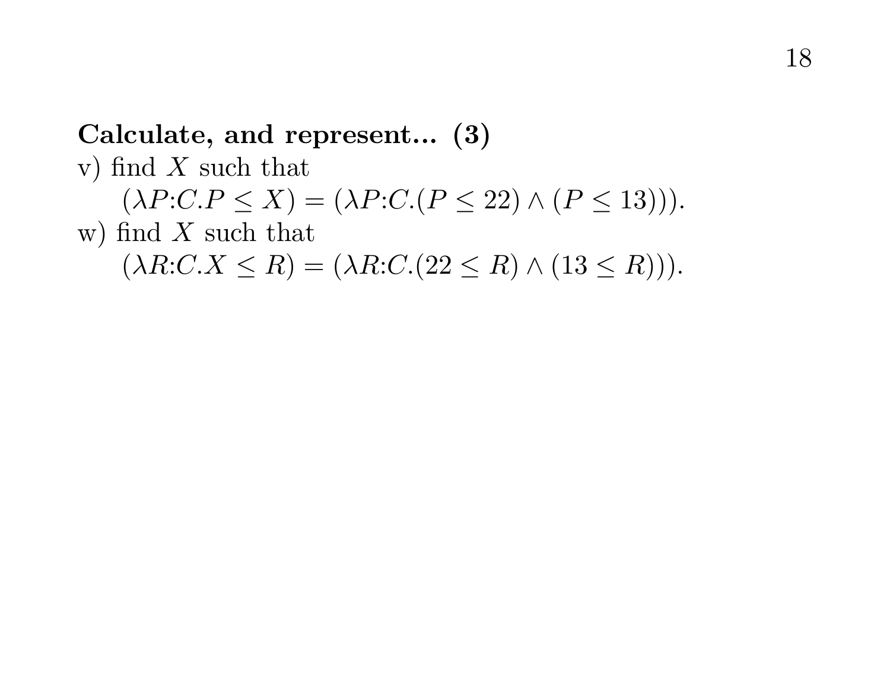**Calculate, and represent... (3)**

v) find $X$ such that

$$(\lambda P{:}C.P \leq X) = (\lambda P{:}C.(P \leq 22) \land (P \leq 13))).$$

w) find $X$ such that

$$(\lambda R{:}C.X \leq R) = (\lambda R{:}C.(22 \leq R) \land (13 \leq R))).$$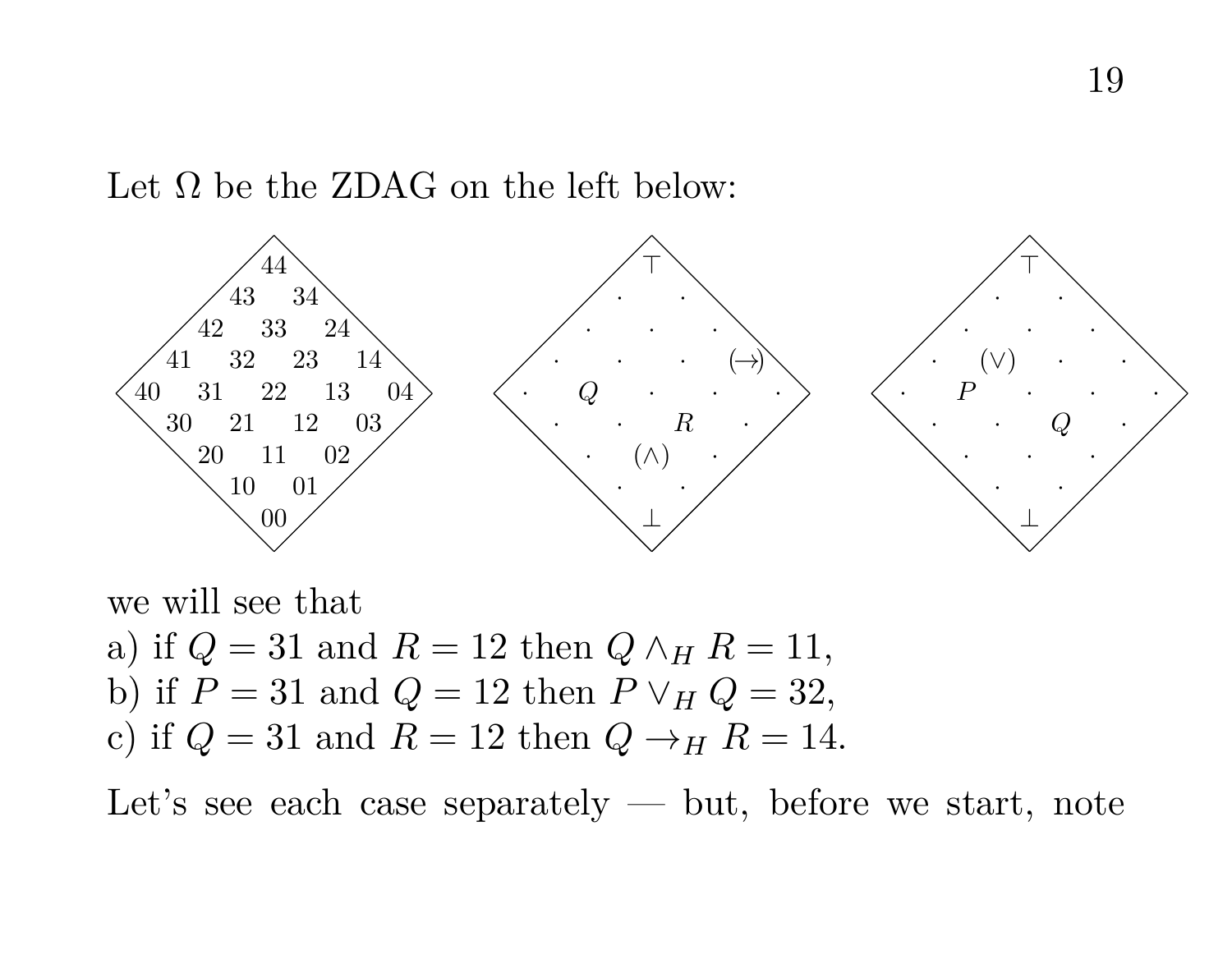Let Ω be the ZDAG on the left below:

```
        44                      ⊤                       ⊤
      43  34                  ·   ·                   ·   ·
    42  33  24              ·   ·   ·               ·   ·   ·
  41  32  23  14          ·   ·   ·  (→)          ·  (∨)  ·   ·
40  31  22  13  04      ·   Q   ·   ·   ·       ·   P   ·   ·   ·
  30  21  12  03          ·   ·   R   ·           ·   ·   Q   ·
    20  11  02              ·  (∧)  ·               ·   ·   ·
      10  01                  ·   ·                   ·   ·
        00                      ⊥                       ⊥
```

we will see that  
a) if $Q = 31$ and $R = 12$ then $Q \wedge_H R = 11$,  
b) if $P = 31$ and $Q = 12$ then $P \vee_H Q = 32$,  
c) if $Q = 31$ and $R = 12$ then $Q \to_H R = 14$.

Let's see each case separately — but, before we start, note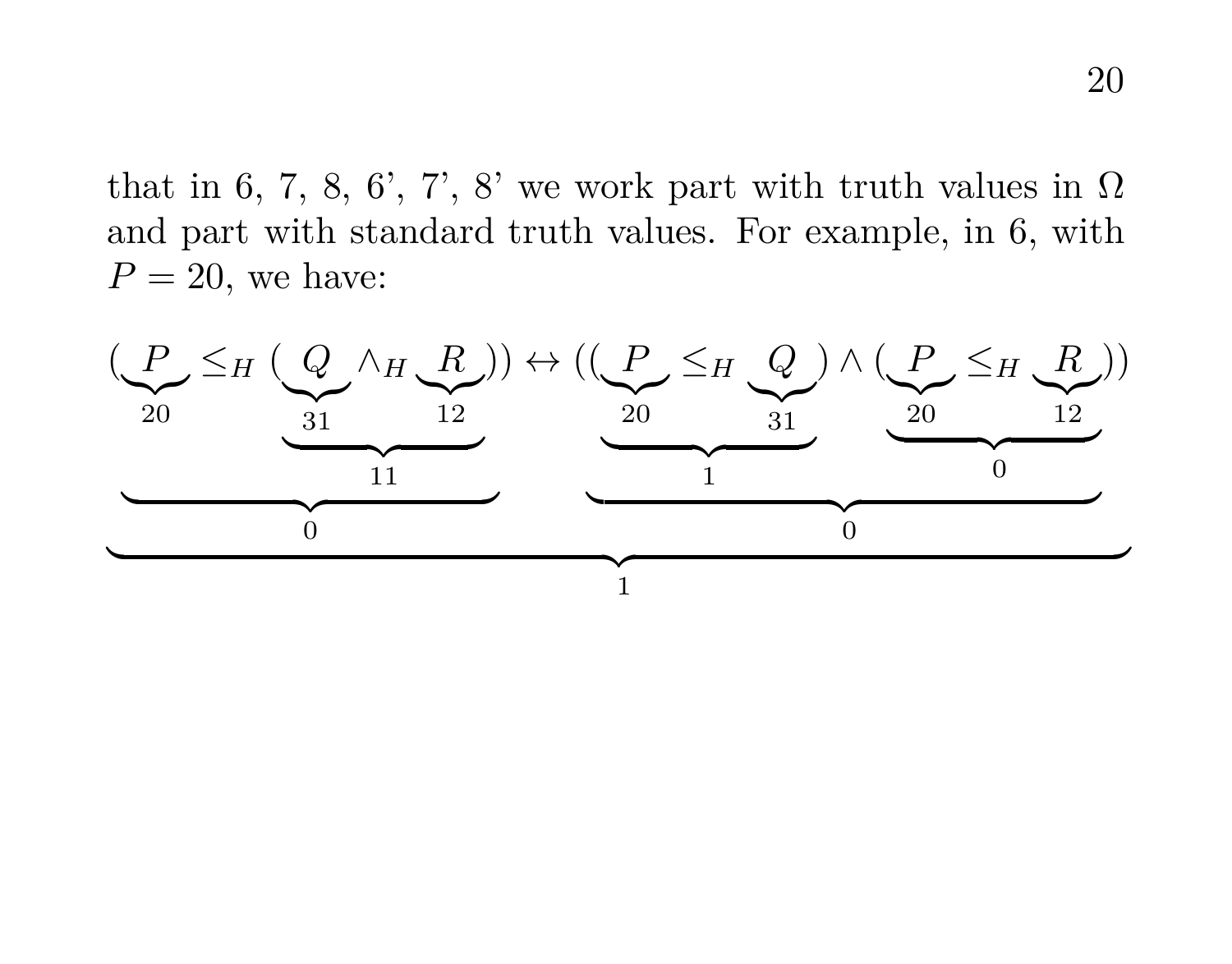that in 6, 7, 8, 6', 7', 8' we work part with truth values in $\Omega$ and part with standard truth values. For example, in 6, with $P = 20$, we have:

$$\underbrace{\underbrace{(\underbrace{P}_{20} \leq_H (\underbrace{\underbrace{Q}_{31} \wedge_H \underbrace{R}_{12}}_{11}))}_{0} \leftrightarrow \underbrace{((\underbrace{\underbrace{P}_{20} \leq_H \underbrace{Q}_{31}}_{1}) \wedge (\underbrace{\underbrace{P}_{20} \leq_H \underbrace{R}_{12}}_{0}))}_{0}}_{1}$$